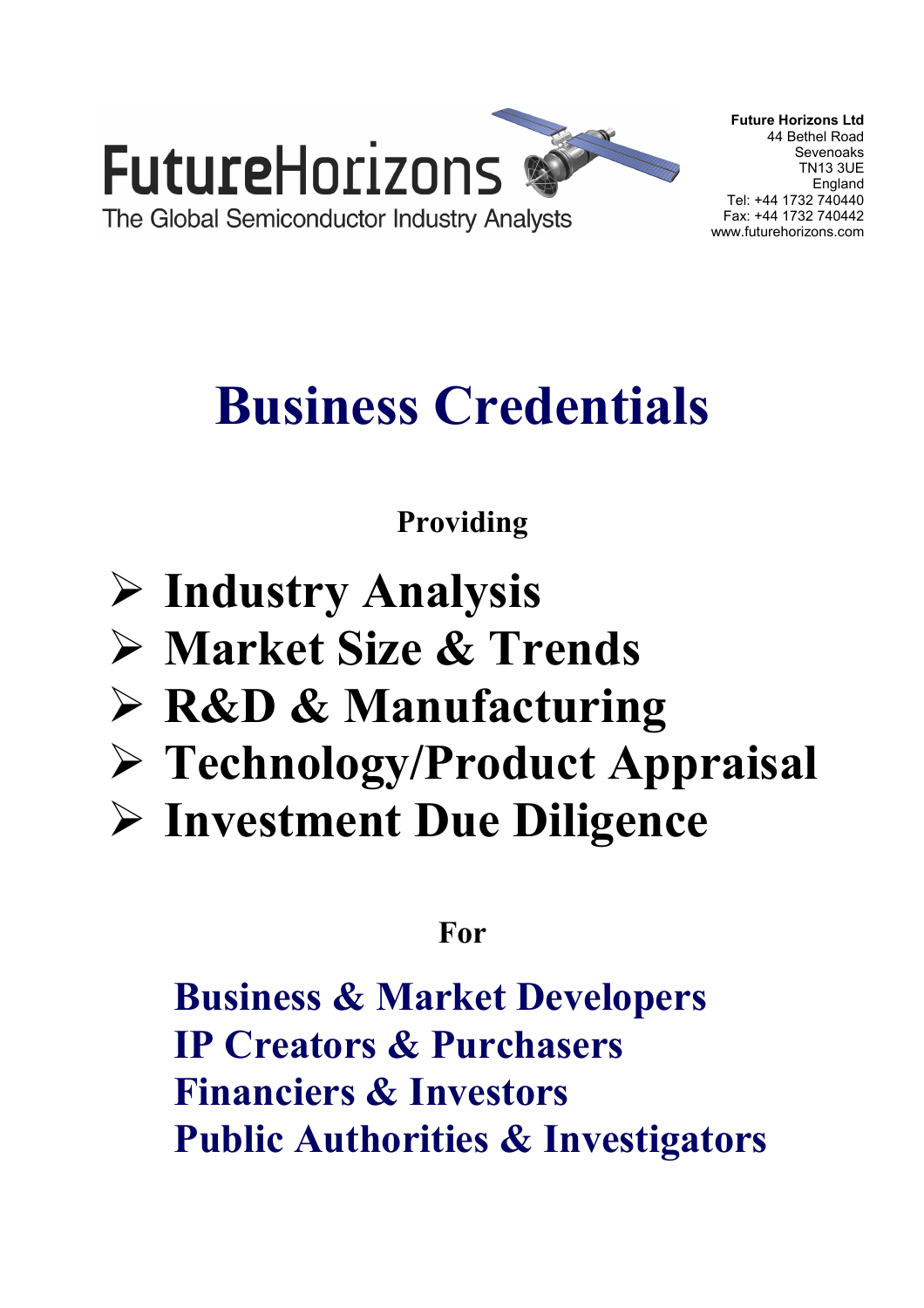FutureHorizons

The Global Semiconductor Industry Analysts

**Future Horizons Ltd**
44 Bethel Road
Sevenoaks
TN13 3UE
England
Tel: +44 1732 740440
Fax: +44 1732 740442
www.futurehorizons.com

# Business Credentials

**Providing**

- **Industry Analysis**
- **Market Size & Trends**
- **R&D & Manufacturing**
- **Technology/Product Appraisal**
- **Investment Due Diligence**

**For**

**Business & Market Developers**
**IP Creators & Purchasers**
**Financiers & Investors**
**Public Authorities & Investigators**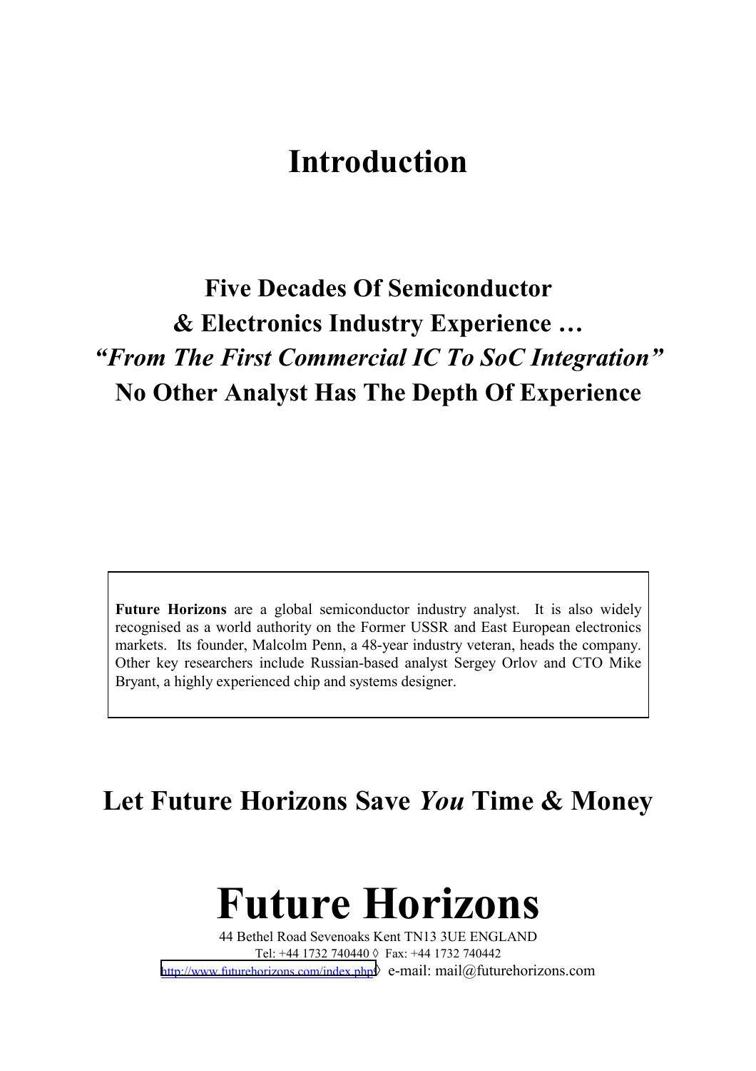# Introduction

## Five Decades Of Semiconductor & Electronics Industry Experience …

## *"From The First Commercial IC To SoC Integration"*

## No Other Analyst Has The Depth Of Experience

**Future Horizons** are a global semiconductor industry analyst. It is also widely recognised as a world authority on the Former USSR and East European electronics markets. Its founder, Malcolm Penn, a 48-year industry veteran, heads the company. Other key researchers include Russian-based analyst Sergey Orlov and CTO Mike Bryant, a highly experienced chip and systems designer.

## Let Future Horizons Save *You* Time & Money

# Future Horizons

44 Bethel Road Sevenoaks Kent TN13 3UE ENGLAND

Tel: +44 1732 740440 ◊ Fax: +44 1732 740442

http://www.futurehorizons.com/index.php ◊ e-mail: mail@futurehorizons.com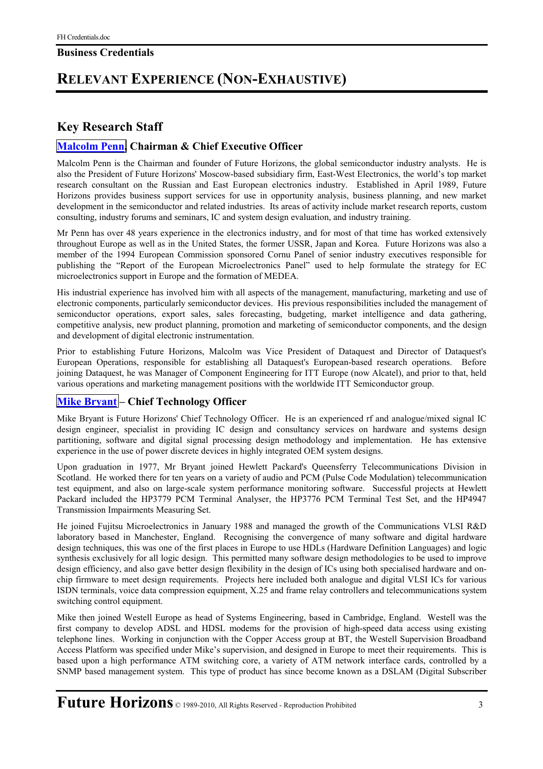**Business Credentials**

# RELEVANT EXPERIENCE (NON-EXHAUSTIVE)

## Key Research Staff

### Malcolm Penn, Chairman & Chief Executive Officer

Malcolm Penn is the Chairman and founder of Future Horizons, the global semiconductor industry analysts. He is also the President of Future Horizons' Moscow-based subsidiary firm, East-West Electronics, the world's top market research consultant on the Russian and East European electronics industry. Established in April 1989, Future Horizons provides business support services for use in opportunity analysis, business planning, and new market development in the semiconductor and related industries. Its areas of activity include market research reports, custom consulting, industry forums and seminars, IC and system design evaluation, and industry training.

Mr Penn has over 48 years experience in the electronics industry, and for most of that time has worked extensively throughout Europe as well as in the United States, the former USSR, Japan and Korea. Future Horizons was also a member of the 1994 European Commission sponsored Cornu Panel of senior industry executives responsible for publishing the "Report of the European Microelectronics Panel" used to help formulate the strategy for EC microelectronics support in Europe and the formation of MEDEA.

His industrial experience has involved him with all aspects of the management, manufacturing, marketing and use of electronic components, particularly semiconductor devices. His previous responsibilities included the management of semiconductor operations, export sales, sales forecasting, budgeting, market intelligence and data gathering, competitive analysis, new product planning, promotion and marketing of semiconductor components, and the design and development of digital electronic instrumentation.

Prior to establishing Future Horizons, Malcolm was Vice President of Dataquest and Director of Dataquest's European Operations, responsible for establishing all Dataquest's European-based research operations. Before joining Dataquest, he was Manager of Component Engineering for ITT Europe (now Alcatel), and prior to that, held various operations and marketing management positions with the worldwide ITT Semiconductor group.

### Mike Bryant – Chief Technology Officer

Mike Bryant is Future Horizons' Chief Technology Officer. He is an experienced rf and analogue/mixed signal IC design engineer, specialist in providing IC design and consultancy services on hardware and systems design partitioning, software and digital signal processing design methodology and implementation. He has extensive experience in the use of power discrete devices in highly integrated OEM system designs.

Upon graduation in 1977, Mr Bryant joined Hewlett Packard's Queensferry Telecommunications Division in Scotland. He worked there for ten years on a variety of audio and PCM (Pulse Code Modulation) telecommunication test equipment, and also on large-scale system performance monitoring software. Successful projects at Hewlett Packard included the HP3779 PCM Terminal Analyser, the HP3776 PCM Terminal Test Set, and the HP4947 Transmission Impairments Measuring Set.

He joined Fujitsu Microelectronics in January 1988 and managed the growth of the Communications VLSI R&D laboratory based in Manchester, England. Recognising the convergence of many software and digital hardware design techniques, this was one of the first places in Europe to use HDLs (Hardware Definition Languages) and logic synthesis exclusively for all logic design. This permitted many software design methodologies to be used to improve design efficiency, and also gave better design flexibility in the design of ICs using both specialised hardware and on-chip firmware to meet design requirements. Projects here included both analogue and digital VLSI ICs for various ISDN terminals, voice data compression equipment, X.25 and frame relay controllers and telecommunications system switching control equipment.

Mike then joined Westell Europe as head of Systems Engineering, based in Cambridge, England. Westell was the first company to develop ADSL and HDSL modems for the provision of high-speed data access using existing telephone lines. Working in conjunction with the Copper Access group at BT, the Westell Supervision Broadband Access Platform was specified under Mike's supervision, and designed in Europe to meet their requirements. This is based upon a high performance ATM switching core, a variety of ATM network interface cards, controlled by a SNMP based management system. This type of product has since become known as a DSLAM (Digital Subscriber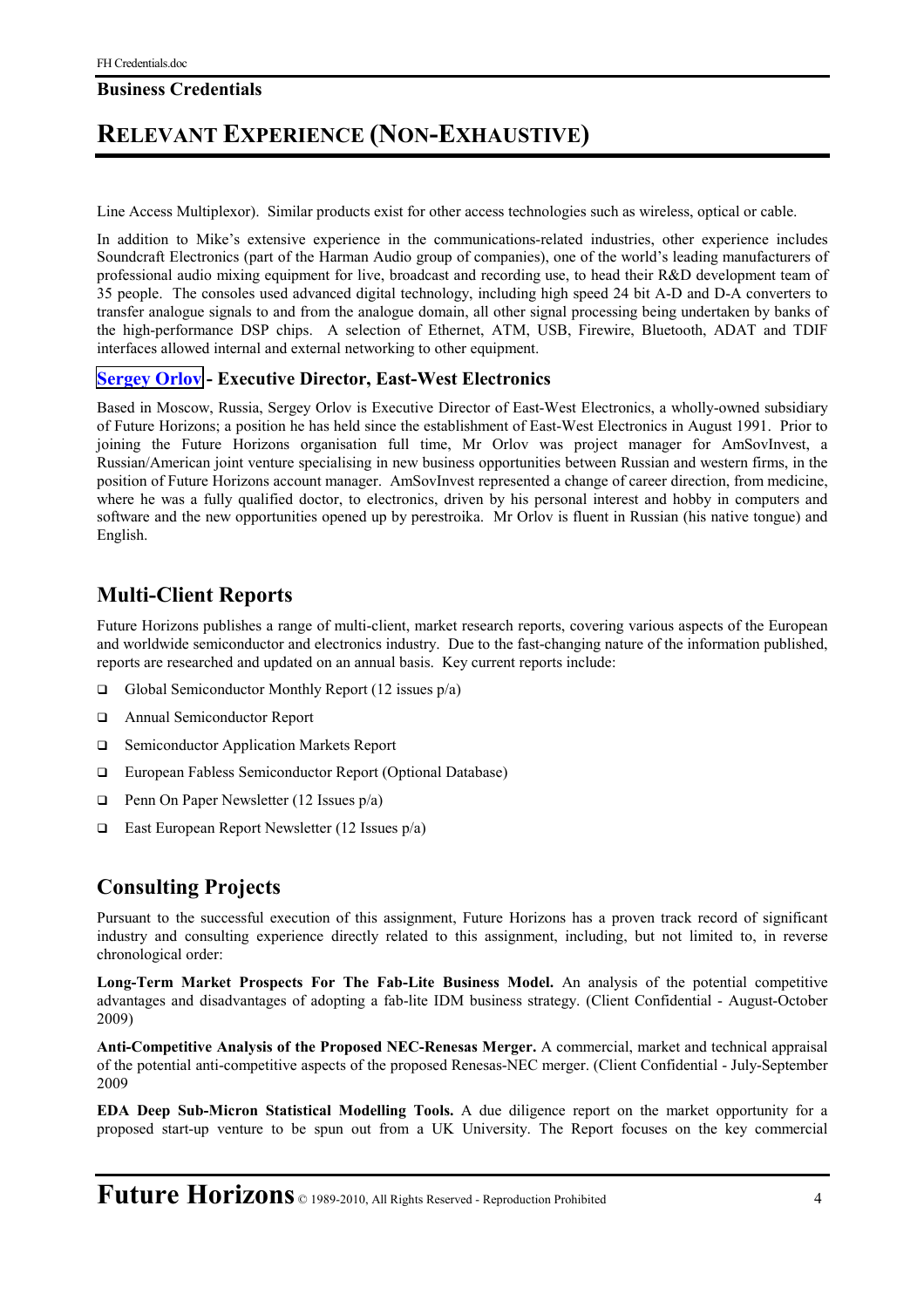# RELEVANT EXPERIENCE (NON-EXHAUSTIVE)

Line Access Multiplexor). Similar products exist for other access technologies such as wireless, optical or cable.

In addition to Mike's extensive experience in the communications-related industries, other experience includes Soundcraft Electronics (part of the Harman Audio group of companies), one of the world's leading manufacturers of professional audio mixing equipment for live, broadcast and recording use, to head their R&D development team of 35 people. The consoles used advanced digital technology, including high speed 24 bit A-D and D-A converters to transfer analogue signals to and from the analogue domain, all other signal processing being undertaken by banks of the high-performance DSP chips. A selection of Ethernet, ATM, USB, Firewire, Bluetooth, ADAT and TDIF interfaces allowed internal and external networking to other equipment.

### Sergey Orlov - Executive Director, East-West Electronics

Based in Moscow, Russia, Sergey Orlov is Executive Director of East-West Electronics, a wholly-owned subsidiary of Future Horizons; a position he has held since the establishment of East-West Electronics in August 1991. Prior to joining the Future Horizons organisation full time, Mr Orlov was project manager for AmSovInvest, a Russian/American joint venture specialising in new business opportunities between Russian and western firms, in the position of Future Horizons account manager. AmSovInvest represented a change of career direction, from medicine, where he was a fully qualified doctor, to electronics, driven by his personal interest and hobby in computers and software and the new opportunities opened up by perestroika. Mr Orlov is fluent in Russian (his native tongue) and English.

## Multi-Client Reports

Future Horizons publishes a range of multi-client, market research reports, covering various aspects of the European and worldwide semiconductor and electronics industry. Due to the fast-changing nature of the information published, reports are researched and updated on an annual basis. Key current reports include:

- Global Semiconductor Monthly Report (12 issues p/a)
- Annual Semiconductor Report
- Semiconductor Application Markets Report
- European Fabless Semiconductor Report (Optional Database)
- Penn On Paper Newsletter (12 Issues p/a)
- East European Report Newsletter (12 Issues p/a)

## Consulting Projects

Pursuant to the successful execution of this assignment, Future Horizons has a proven track record of significant industry and consulting experience directly related to this assignment, including, but not limited to, in reverse chronological order:

**Long-Term Market Prospects For The Fab-Lite Business Model.** An analysis of the potential competitive advantages and disadvantages of adopting a fab-lite IDM business strategy. (Client Confidential - August-October 2009)

**Anti-Competitive Analysis of the Proposed NEC-Renesas Merger.** A commercial, market and technical appraisal of the potential anti-competitive aspects of the proposed Renesas-NEC merger. (Client Confidential - July-September 2009

**EDA Deep Sub-Micron Statistical Modelling Tools.** A due diligence report on the market opportunity for a proposed start-up venture to be spun out from a UK University. The Report focuses on the key commercial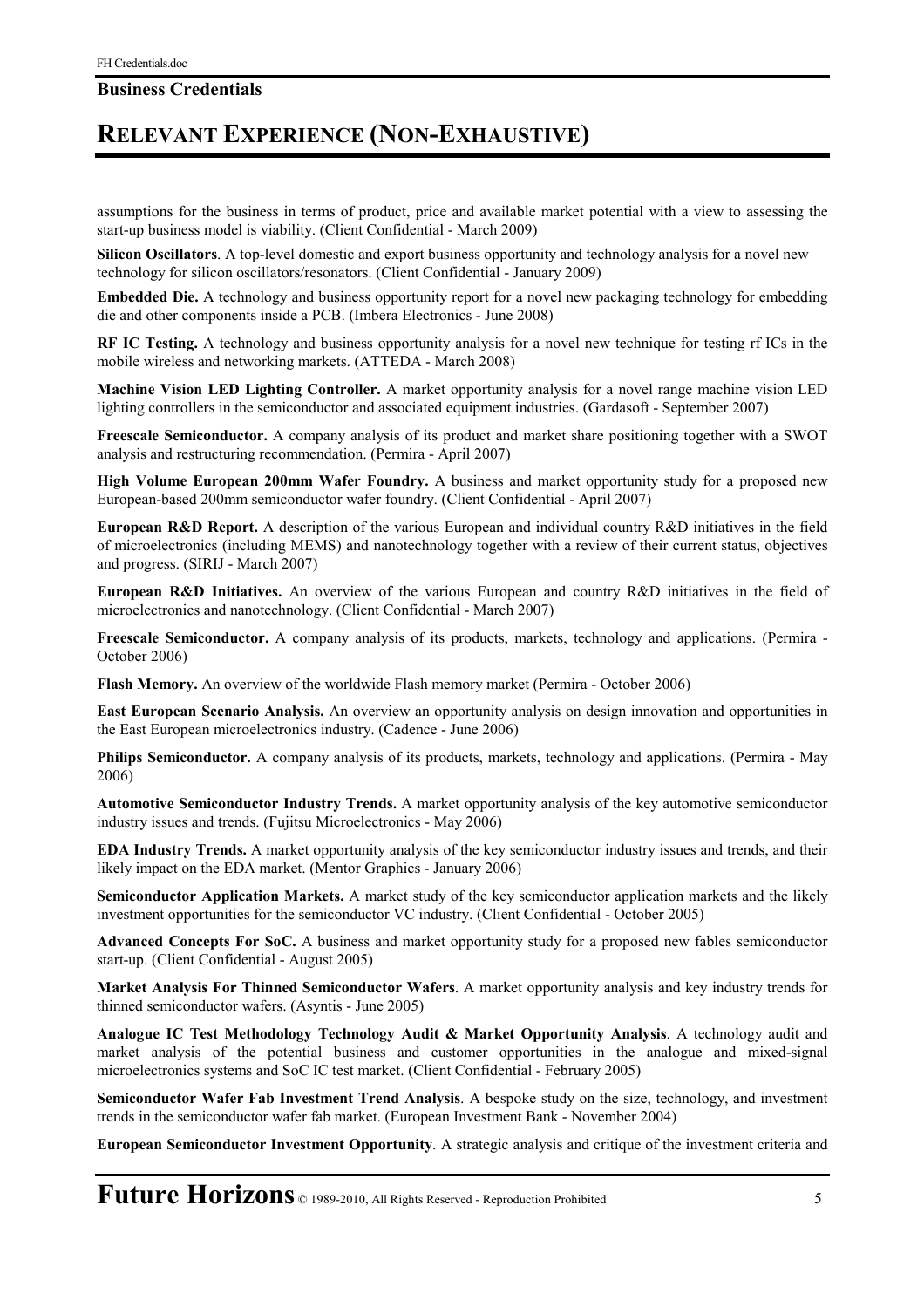## RELEVANT EXPERIENCE (NON-EXHAUSTIVE)

assumptions for the business in terms of product, price and available market potential with a view to assessing the start-up business model is viability. (Client Confidential - March 2009)

**Silicon Oscillators**. A top-level domestic and export business opportunity and technology analysis for a novel new technology for silicon oscillators/resonators. (Client Confidential - January 2009)

**Embedded Die.** A technology and business opportunity report for a novel new packaging technology for embedding die and other components inside a PCB. (Imbera Electronics - June 2008)

**RF IC Testing.** A technology and business opportunity analysis for a novel new technique for testing rf ICs in the mobile wireless and networking markets. (ATTEDA - March 2008)

**Machine Vision LED Lighting Controller.** A market opportunity analysis for a novel range machine vision LED lighting controllers in the semiconductor and associated equipment industries. (Gardasoft - September 2007)

**Freescale Semiconductor.** A company analysis of its product and market share positioning together with a SWOT analysis and restructuring recommendation. (Permira - April 2007)

**High Volume European 200mm Wafer Foundry.** A business and market opportunity study for a proposed new European-based 200mm semiconductor wafer foundry. (Client Confidential - April 2007)

**European R&D Report.** A description of the various European and individual country R&D initiatives in the field of microelectronics (including MEMS) and nanotechnology together with a review of their current status, objectives and progress. (SIRIJ - March 2007)

**European R&D Initiatives.** An overview of the various European and country R&D initiatives in the field of microelectronics and nanotechnology. (Client Confidential - March 2007)

**Freescale Semiconductor.** A company analysis of its products, markets, technology and applications. (Permira - October 2006)

**Flash Memory.** An overview of the worldwide Flash memory market (Permira - October 2006)

**East European Scenario Analysis.** An overview an opportunity analysis on design innovation and opportunities in the East European microelectronics industry. (Cadence - June 2006)

**Philips Semiconductor.** A company analysis of its products, markets, technology and applications. (Permira - May 2006)

**Automotive Semiconductor Industry Trends.** A market opportunity analysis of the key automotive semiconductor industry issues and trends. (Fujitsu Microelectronics - May 2006)

**EDA Industry Trends.** A market opportunity analysis of the key semiconductor industry issues and trends, and their likely impact on the EDA market. (Mentor Graphics - January 2006)

**Semiconductor Application Markets.** A market study of the key semiconductor application markets and the likely investment opportunities for the semiconductor VC industry. (Client Confidential - October 2005)

**Advanced Concepts For SoC.** A business and market opportunity study for a proposed new fables semiconductor start-up. (Client Confidential - August 2005)

**Market Analysis For Thinned Semiconductor Wafers**. A market opportunity analysis and key industry trends for thinned semiconductor wafers. (Asyntis - June 2005)

**Analogue IC Test Methodology Technology Audit & Market Opportunity Analysis**. A technology audit and market analysis of the potential business and customer opportunities in the analogue and mixed-signal microelectronics systems and SoC IC test market. (Client Confidential - February 2005)

**Semiconductor Wafer Fab Investment Trend Analysis**. A bespoke study on the size, technology, and investment trends in the semiconductor wafer fab market. (European Investment Bank - November 2004)

**European Semiconductor Investment Opportunity**. A strategic analysis and critique of the investment criteria and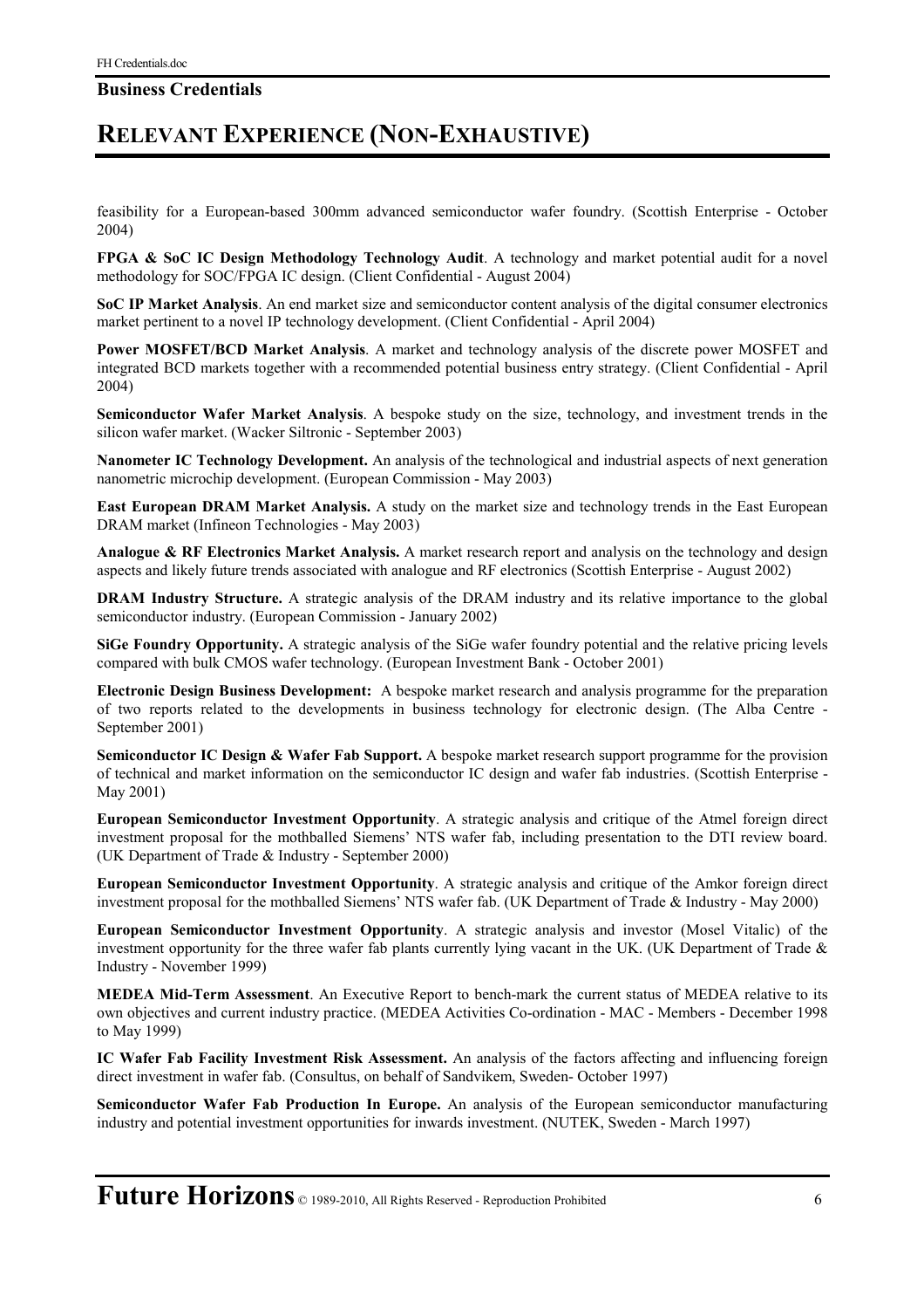# RELEVANT EXPERIENCE (NON-EXHAUSTIVE)

feasibility for a European-based 300mm advanced semiconductor wafer foundry. (Scottish Enterprise - October 2004)

**FPGA & SoC IC Design Methodology Technology Audit**. A technology and market potential audit for a novel methodology for SOC/FPGA IC design. (Client Confidential - August 2004)

**SoC IP Market Analysis**. An end market size and semiconductor content analysis of the digital consumer electronics market pertinent to a novel IP technology development. (Client Confidential - April 2004)

**Power MOSFET/BCD Market Analysis**. A market and technology analysis of the discrete power MOSFET and integrated BCD markets together with a recommended potential business entry strategy. (Client Confidential - April 2004)

**Semiconductor Wafer Market Analysis**. A bespoke study on the size, technology, and investment trends in the silicon wafer market. (Wacker Siltronic - September 2003)

**Nanometer IC Technology Development.** An analysis of the technological and industrial aspects of next generation nanometric microchip development. (European Commission - May 2003)

**East European DRAM Market Analysis.** A study on the market size and technology trends in the East European DRAM market (Infineon Technologies - May 2003)

**Analogue & RF Electronics Market Analysis.** A market research report and analysis on the technology and design aspects and likely future trends associated with analogue and RF electronics (Scottish Enterprise - August 2002)

**DRAM Industry Structure.** A strategic analysis of the DRAM industry and its relative importance to the global semiconductor industry. (European Commission - January 2002)

**SiGe Foundry Opportunity.** A strategic analysis of the SiGe wafer foundry potential and the relative pricing levels compared with bulk CMOS wafer technology. (European Investment Bank - October 2001)

**Electronic Design Business Development:** A bespoke market research and analysis programme for the preparation of two reports related to the developments in business technology for electronic design. (The Alba Centre - September 2001)

**Semiconductor IC Design & Wafer Fab Support.** A bespoke market research support programme for the provision of technical and market information on the semiconductor IC design and wafer fab industries. (Scottish Enterprise - May 2001)

**European Semiconductor Investment Opportunity**. A strategic analysis and critique of the Atmel foreign direct investment proposal for the mothballed Siemens' NTS wafer fab, including presentation to the DTI review board. (UK Department of Trade & Industry - September 2000)

**European Semiconductor Investment Opportunity**. A strategic analysis and critique of the Amkor foreign direct investment proposal for the mothballed Siemens' NTS wafer fab. (UK Department of Trade & Industry - May 2000)

**European Semiconductor Investment Opportunity**. A strategic analysis and investor (Mosel Vitalic) of the investment opportunity for the three wafer fab plants currently lying vacant in the UK. (UK Department of Trade & Industry - November 1999)

**MEDEA Mid-Term Assessment**. An Executive Report to bench-mark the current status of MEDEA relative to its own objectives and current industry practice. (MEDEA Activities Co-ordination - MAC - Members - December 1998 to May 1999)

**IC Wafer Fab Facility Investment Risk Assessment.** An analysis of the factors affecting and influencing foreign direct investment in wafer fab. (Consultus, on behalf of Sandvikem, Sweden- October 1997)

**Semiconductor Wafer Fab Production In Europe.** An analysis of the European semiconductor manufacturing industry and potential investment opportunities for inwards investment. (NUTEK, Sweden - March 1997)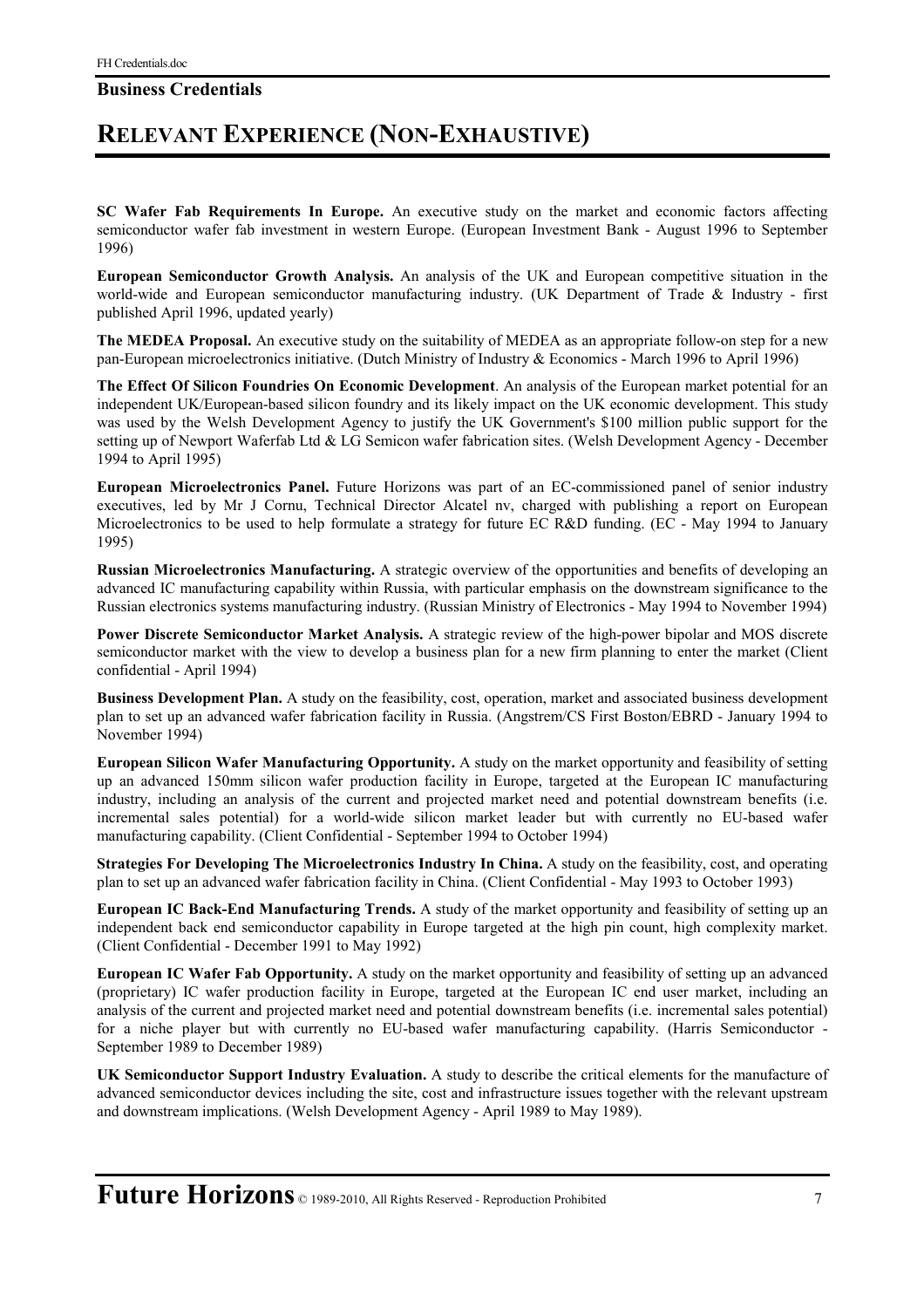## Business Credentials

# RELEVANT EXPERIENCE (NON-EXHAUSTIVE)

**SC Wafer Fab Requirements In Europe.** An executive study on the market and economic factors affecting semiconductor wafer fab investment in western Europe. (European Investment Bank - August 1996 to September 1996)

**European Semiconductor Growth Analysis.** An analysis of the UK and European competitive situation in the world-wide and European semiconductor manufacturing industry. (UK Department of Trade & Industry - first published April 1996, updated yearly)

**The MEDEA Proposal.** An executive study on the suitability of MEDEA as an appropriate follow-on step for a new pan-European microelectronics initiative. (Dutch Ministry of Industry & Economics - March 1996 to April 1996)

**The Effect Of Silicon Foundries On Economic Development**. An analysis of the European market potential for an independent UK/European-based silicon foundry and its likely impact on the UK economic development. This study was used by the Welsh Development Agency to justify the UK Government's $100 million public support for the setting up of Newport Waferfab Ltd & LG Semicon wafer fabrication sites. (Welsh Development Agency - December 1994 to April 1995)

**European Microelectronics Panel.** Future Horizons was part of an EC-commissioned panel of senior industry executives, led by Mr J Cornu, Technical Director Alcatel nv, charged with publishing a report on European Microelectronics to be used to help formulate a strategy for future EC R&D funding. (EC - May 1994 to January 1995)

**Russian Microelectronics Manufacturing.** A strategic overview of the opportunities and benefits of developing an advanced IC manufacturing capability within Russia, with particular emphasis on the downstream significance to the Russian electronics systems manufacturing industry. (Russian Ministry of Electronics - May 1994 to November 1994)

**Power Discrete Semiconductor Market Analysis.** A strategic review of the high-power bipolar and MOS discrete semiconductor market with the view to develop a business plan for a new firm planning to enter the market (Client confidential - April 1994)

**Business Development Plan.** A study on the feasibility, cost, operation, market and associated business development plan to set up an advanced wafer fabrication facility in Russia. (Angstrem/CS First Boston/EBRD - January 1994 to November 1994)

**European Silicon Wafer Manufacturing Opportunity.** A study on the market opportunity and feasibility of setting up an advanced 150mm silicon wafer production facility in Europe, targeted at the European IC manufacturing industry, including an analysis of the current and projected market need and potential downstream benefits (i.e. incremental sales potential) for a world-wide silicon market leader but with currently no EU-based wafer manufacturing capability. (Client Confidential - September 1994 to October 1994)

**Strategies For Developing The Microelectronics Industry In China.** A study on the feasibility, cost, and operating plan to set up an advanced wafer fabrication facility in China. (Client Confidential - May 1993 to October 1993)

**European IC Back-End Manufacturing Trends.** A study of the market opportunity and feasibility of setting up an independent back end semiconductor capability in Europe targeted at the high pin count, high complexity market. (Client Confidential - December 1991 to May 1992)

**European IC Wafer Fab Opportunity.** A study on the market opportunity and feasibility of setting up an advanced (proprietary) IC wafer production facility in Europe, targeted at the European IC end user market, including an analysis of the current and projected market need and potential downstream benefits (i.e. incremental sales potential) for a niche player but with currently no EU-based wafer manufacturing capability. (Harris Semiconductor - September 1989 to December 1989)

**UK Semiconductor Support Industry Evaluation.** A study to describe the critical elements for the manufacture of advanced semiconductor devices including the site, cost and infrastructure issues together with the relevant upstream and downstream implications. (Welsh Development Agency - April 1989 to May 1989).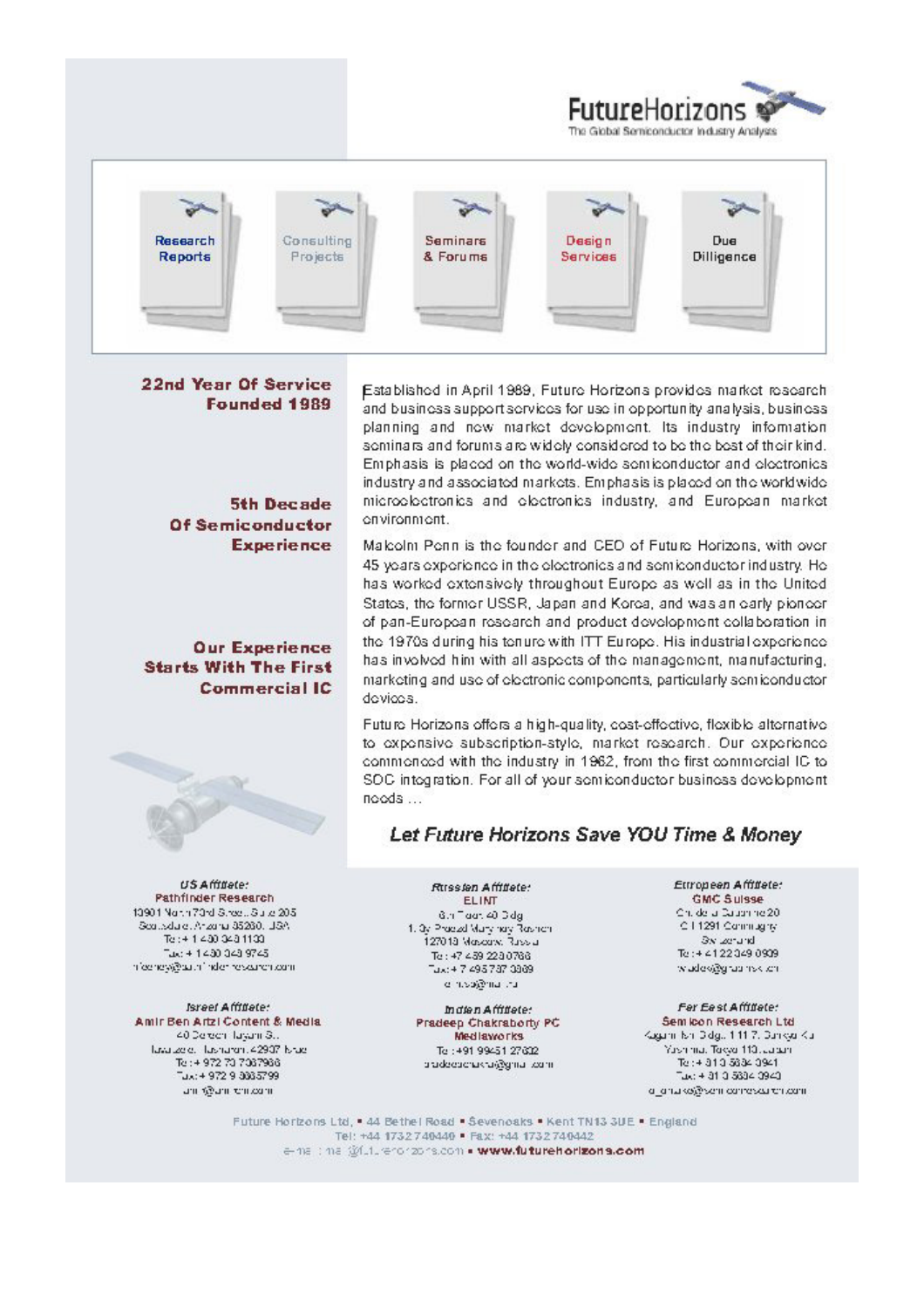**FutureHorizons**

The Global Semiconductor Industry Analysts

Research Reports | Consulting Projects | Seminars & Forums | Design Services | Due Dilligence

**22nd Year Of Service**
**Founded 1989**

**5th Decade Of Semiconductor Experience**

**Our Experience Starts With The First Commercial IC**

Established in April 1989, Future Horizons provides market research and business support services for use in opportunity analysis, business planning and new market development. Its industry information seminars and forums are widely considered to be the best of their kind. Emphasis is placed on the world-wide semiconductor and electronics industry and associated markets. Emphasis is placed on the worldwide microelectronics and electronics industry, and European market environment.

Malcolm Penn is the founder and CEO of Future Horizons, with over 45 years experience in the electronics and semiconductor industry. He has worked extensively throughout Europe as well as in the United States, the former USSR, Japan and Korea, and was an early pioneer of pan-European research and product development collaboration in the 1970s during his tenure with ITT Europe. His industrial experience has involved him with all aspects of the management, manufacturing, marketing and use of electronic components, particularly semiconductor devices.

Future Horizons offers a high-quality, cost-effective, flexible alternative to expensive subscription-style, market research. Our experience commenced with the industry in 1962, from the first commercial IC to SOC integration. For all of your semiconductor business development needs ...

***Let Future Horizons Save YOU Time & Money***

*US Affiliate:*
**Pathfinder Research**
10901 North 73rd Street, Suite 205
Scottsdale, Arizona 85260, USA
Tel: + 1 480 348 1133
Fax: + 1 480 348 9745
rfeeney@pathfinder-research.com

*Russian Affiliate:*
**ELINT**
6th Floor, 40 Bldg
1, 3y Proezd Mary'noy Roschi
127018 Moscow, Russia
Tel: +7 495 228 0768
Fax: + 7 495 787 3309
elint-sol@mail.ru

*European Affiliate:*
**GMC Suisse**
Ch. de la Caroline 20
CH 1291 Commugny
Switzerland
Tel: + 41 22 349 0909
waddes@gmcsuisse.ch

*Israel Affiliate:*
**Amir Ben Artzi Content & Media**
40 Derech Hayam St.,
Hatzalot, Kfar Shmaryahu 42907 Israel
Tel: + 972 73 7067966
Fax: + 972 9 8665799
amir@amirben.com

*Indian Affiliate:*
**Pradeep Chakraborty PC Mediaworks**
Tel: +91 99451 27632
pradeepchakraborty@gmail.com

*Far East Affiliate:*
**Semicon Research Ltd**
Kagami Bldg., 111 7, Bunkyo-Ku
Yushima, Tokyo 113, Japan
Tel: + 81 3 5684 0941
Fax: + 81 3 5684 0943
d_arakawa@semiconresearch.com

Future Horizons Ltd, • 44 Bethel Road • Sevenoaks • Kent TN13 3UE • England
Tel: +44 1732 740440 • Fax: +44 1732 740442
e-mail: mail@futurehorizons.com • **www.futurehorizons.com**